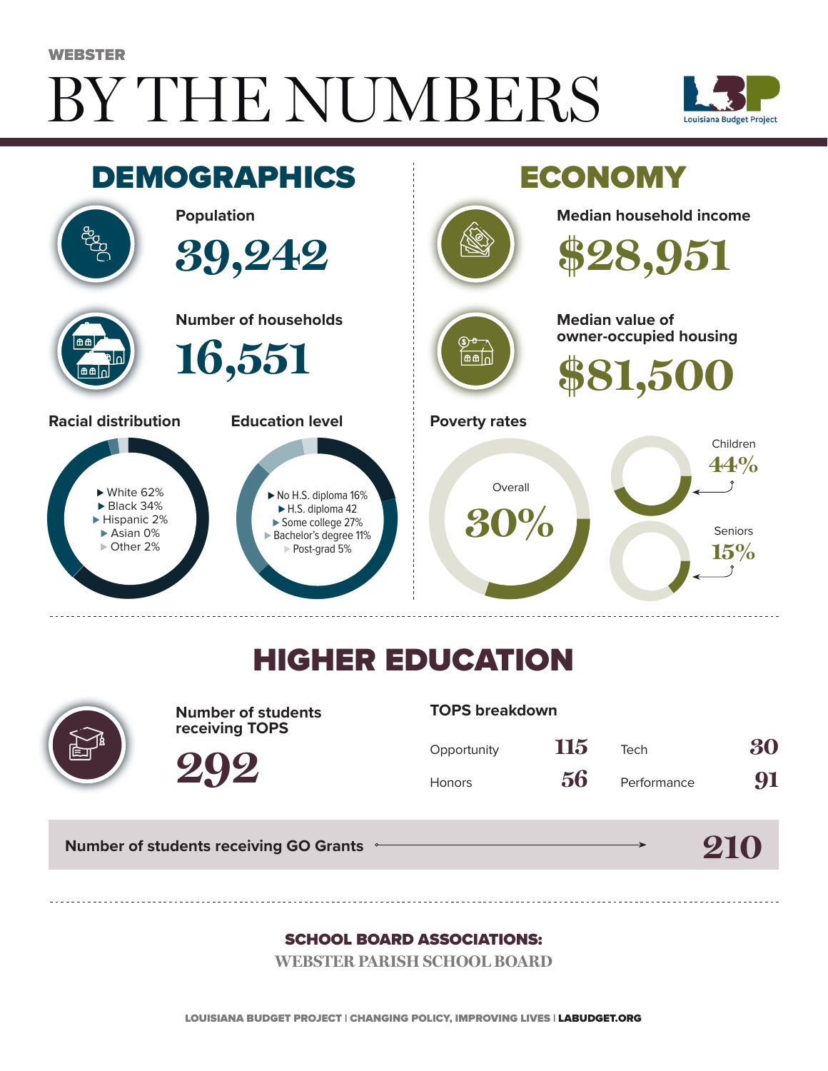WEBSTER

# BY THE NUMBERS

Louisiana Budget Project

## DEMOGRAPHICS

**Population**

39,242

**Number of households**

16,551

**Racial distribution**

- White 62%
- Black 34%
- Hispanic 2%
- Asian 0%
- Other 2%

**Education level**

- No H.S. diploma 16%
- H.S. diploma 42
- Some college 27%
- Bachelor's degree 11%
- Post-grad 5%

## ECONOMY

**Median household income**

$28,951

**Median value of owner-occupied housing**

$81,500

**Poverty rates**

Overall 30%

Children 44%

Seniors 15%

## HIGHER EDUCATION

**Number of students receiving TOPS**

292

**TOPS breakdown**

| | | | |
|---|---|---|---|
| Opportunity | 115 | Tech | 30 |
| Honors | 56 | Performance | 91 |

**Number of students receiving GO Grants** 210

**SCHOOL BOARD ASSOCIATIONS:**

WEBSTER PARISH SCHOOL BOARD

LOUISIANA BUDGET PROJECT | CHANGING POLICY, IMPROVING LIVES | LABUDGET.ORG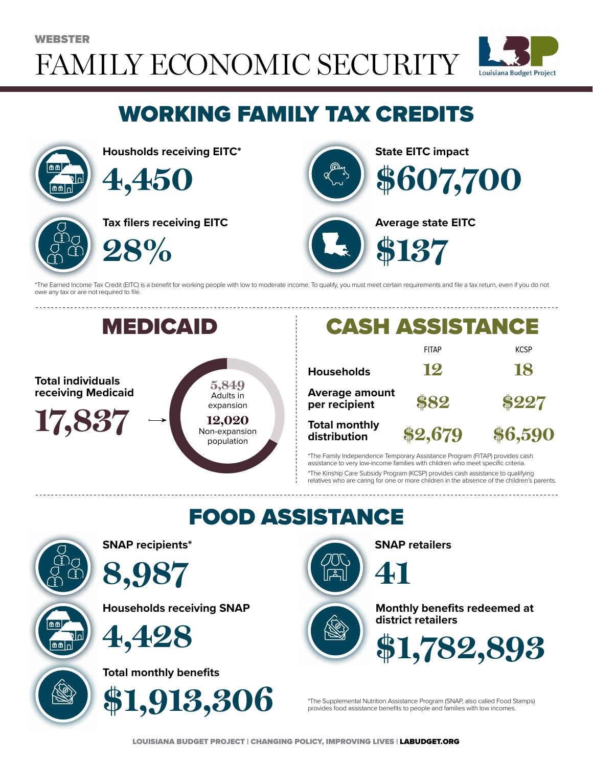WEBSTER

# FAMILY ECONOMIC SECURITY

Louisiana Budget Project

## WORKING FAMILY TAX CREDITS

**Households receiving EITC***

**4,450**

**State EITC impact**

**$607,700**

**Tax filers receiving EITC**

**28%**

**Average state EITC**

**$137**

*The Earned Income Tax Credit (EITC) is a benefit for working people with low to moderate income. To qualify, you must meet certain requirements and file a tax return, even if you do not owe any tax or are not required to file.

## MEDICAID

**Total individuals receiving Medicaid**

**17,837**

5,849
Adults in expansion

12,020
Non-expansion population

## CASH ASSISTANCE

| | FITAP | KCSP |
|---|---|---|
| Households | 12 | 18 |
| Average amount per recipient | $82 | $227 |
| Total monthly distribution | $2,679 | $6,590 |

*The Family Independence Temporary Assistance Program (FITAP) provides cash assistance to very low-income families with children who meet specific criteria.

*The Kinship Care Subsidy Program (KCSP) provides cash assistance to qualifying relatives who are caring for one or more children in the absence of the children's parents.

## FOOD ASSISTANCE

**SNAP recipients***

**8,987**

**Households receiving SNAP**

**4,428**

**Total monthly benefits**

**$1,913,306**

**SNAP retailers**

**41**

**Monthly benefits redeemed at district retailers**

**$1,782,893**

*The Supplemental Nutrition Assistance Program (SNAP, also called Food Stamps) provides food assistance benefits to people and families with low incomes.

LOUISIANA BUDGET PROJECT | CHANGING POLICY, IMPROVING LIVES | LABUDGET.ORG